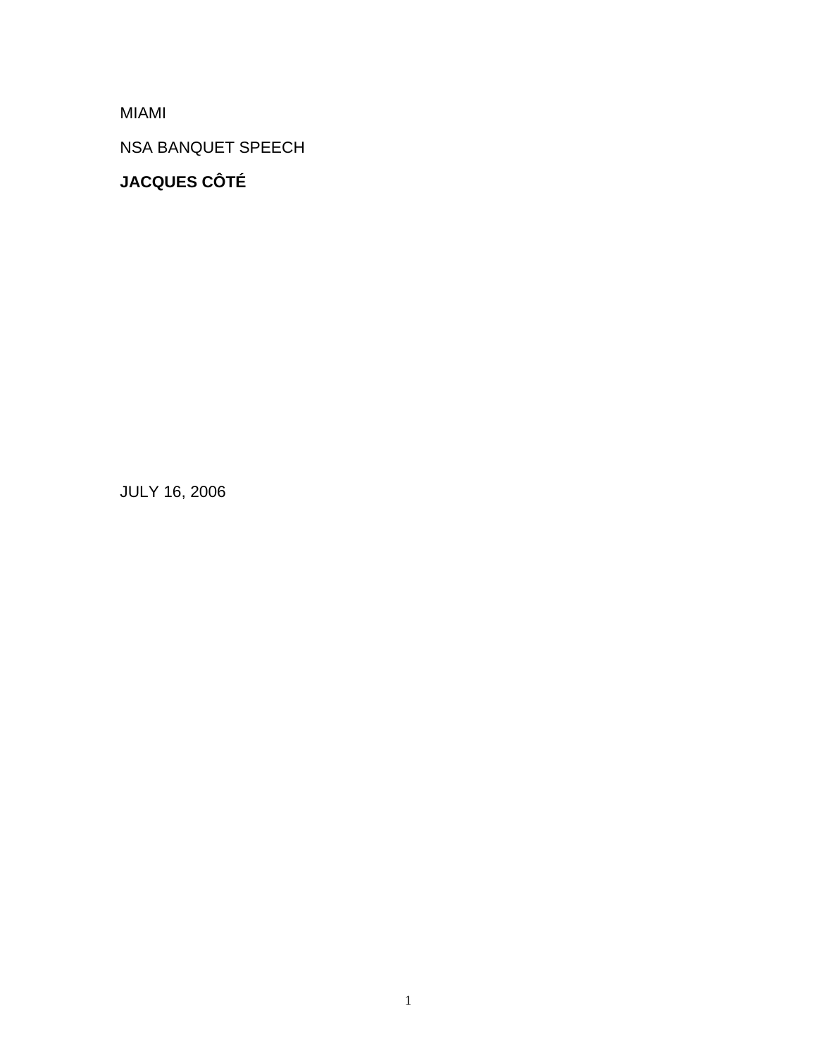MIAMI

NSA BANQUET SPEECH

**JACQUES CÔTÉ**

JULY 16, 2006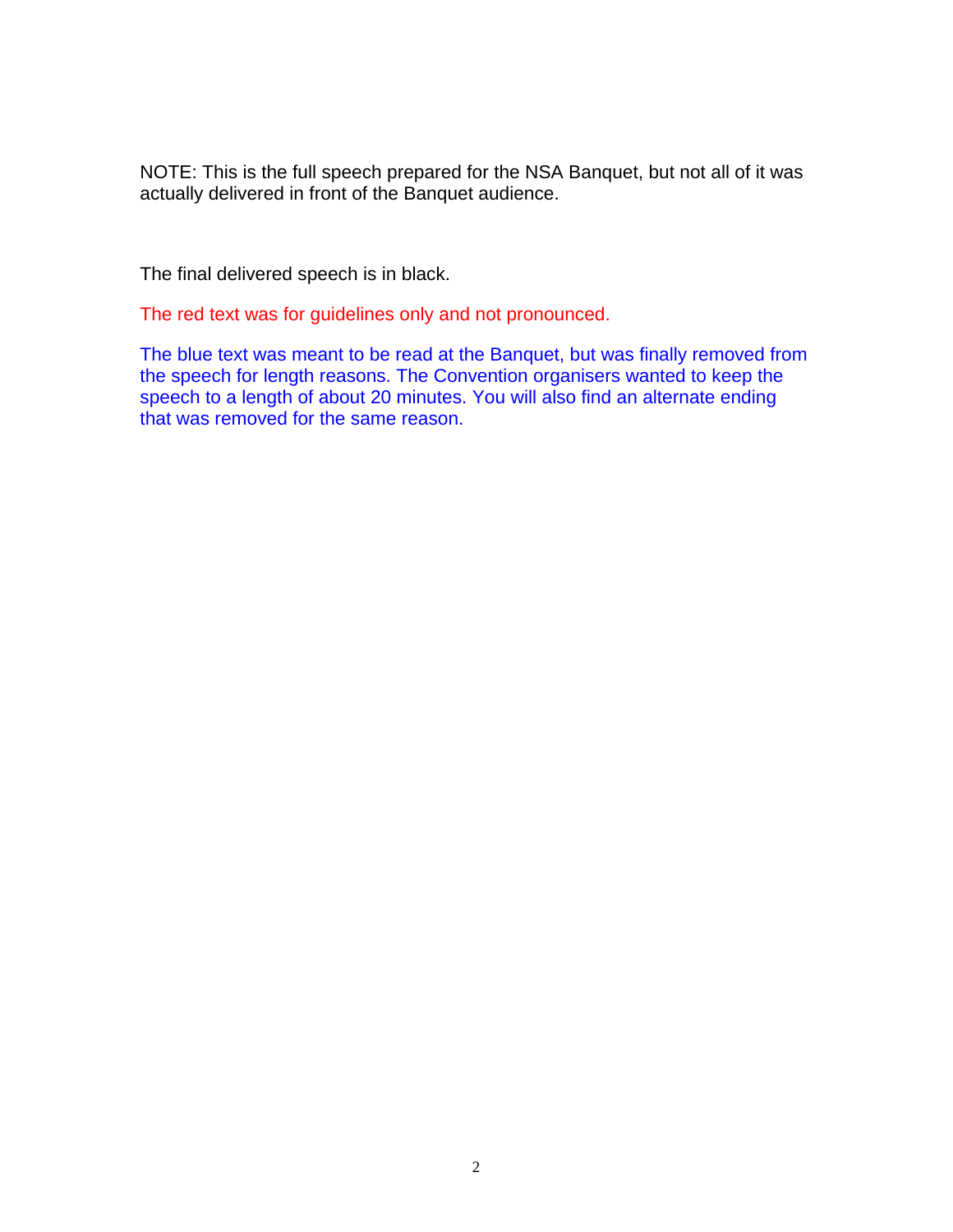NOTE: This is the full speech prepared for the NSA Banquet, but not all of it was actually delivered in front of the Banquet audience.

The final delivered speech is in black.

The red text was for guidelines only and not pronounced.

The blue text was meant to be read at the Banquet, but was finally removed from the speech for length reasons. The Convention organisers wanted to keep the speech to a length of about 20 minutes. You will also find an alternate ending that was removed for the same reason.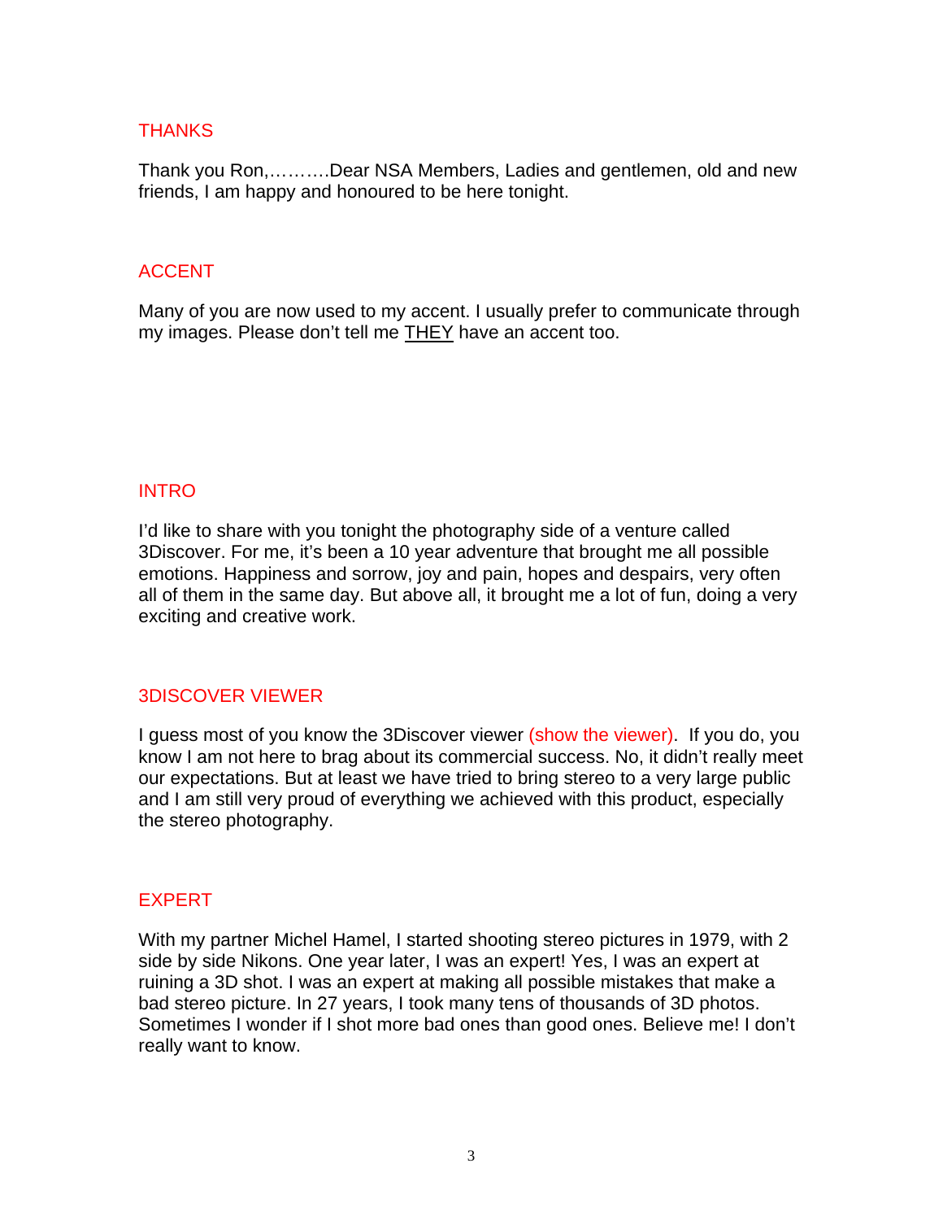## THANKS

Thank you Ron,……….Dear NSA Members, Ladies and gentlemen, old and new friends, I am happy and honoured to be here tonight.

## ACCENT

Many of you are now used to my accent. I usually prefer to communicate through my images. Please don't tell me THEY have an accent too.

## INTRO

I'd like to share with you tonight the photography side of a venture called 3Discover. For me, it's been a 10 year adventure that brought me all possible emotions. Happiness and sorrow, joy and pain, hopes and despairs, very often all of them in the same day. But above all, it brought me a lot of fun, doing a very exciting and creative work.

## 3DISCOVER VIEWER

I guess most of you know the 3Discover viewer (show the viewer). If you do, you know I am not here to brag about its commercial success. No, it didn't really meet our expectations. But at least we have tried to bring stereo to a very large public and I am still very proud of everything we achieved with this product, especially the stereo photography.

## EXPERT

With my partner Michel Hamel, I started shooting stereo pictures in 1979, with 2 side by side Nikons. One year later, I was an expert! Yes, I was an expert at ruining a 3D shot. I was an expert at making all possible mistakes that make a bad stereo picture. In 27 years, I took many tens of thousands of 3D photos. Sometimes I wonder if I shot more bad ones than good ones. Believe me! I don't really want to know.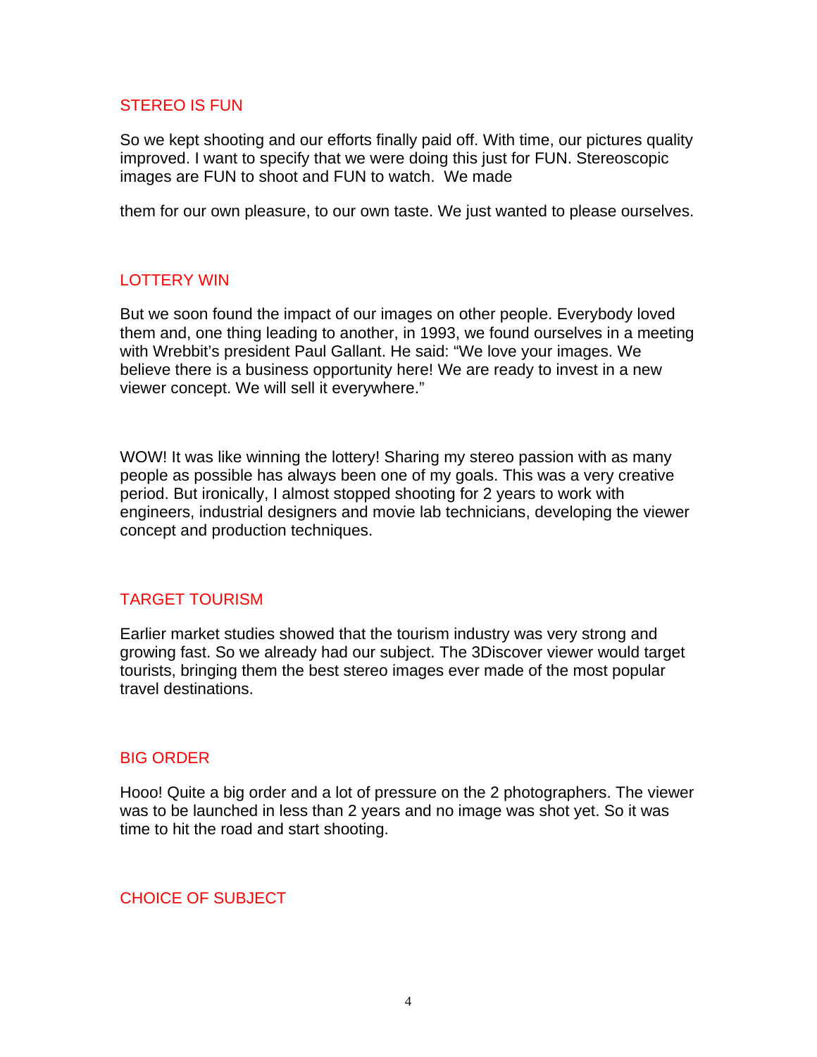## STEREO IS FUN

So we kept shooting and our efforts finally paid off. With time, our pictures quality improved. I want to specify that we were doing this just for FUN. Stereoscopic images are FUN to shoot and FUN to watch. We made

them for our own pleasure, to our own taste. We just wanted to please ourselves.

## LOTTERY WIN

But we soon found the impact of our images on other people. Everybody loved them and, one thing leading to another, in 1993, we found ourselves in a meeting with Wrebbit's president Paul Gallant. He said: "We love your images. We believe there is a business opportunity here! We are ready to invest in a new viewer concept. We will sell it everywhere."

WOW! It was like winning the lottery! Sharing my stereo passion with as many people as possible has always been one of my goals. This was a very creative period. But ironically, I almost stopped shooting for 2 years to work with engineers, industrial designers and movie lab technicians, developing the viewer concept and production techniques.

## TARGET TOURISM

Earlier market studies showed that the tourism industry was very strong and growing fast. So we already had our subject. The 3Discover viewer would target tourists, bringing them the best stereo images ever made of the most popular travel destinations.

## BIG ORDER

Hooo! Quite a big order and a lot of pressure on the 2 photographers. The viewer was to be launched in less than 2 years and no image was shot yet. So it was time to hit the road and start shooting.

## CHOICE OF SUBJECT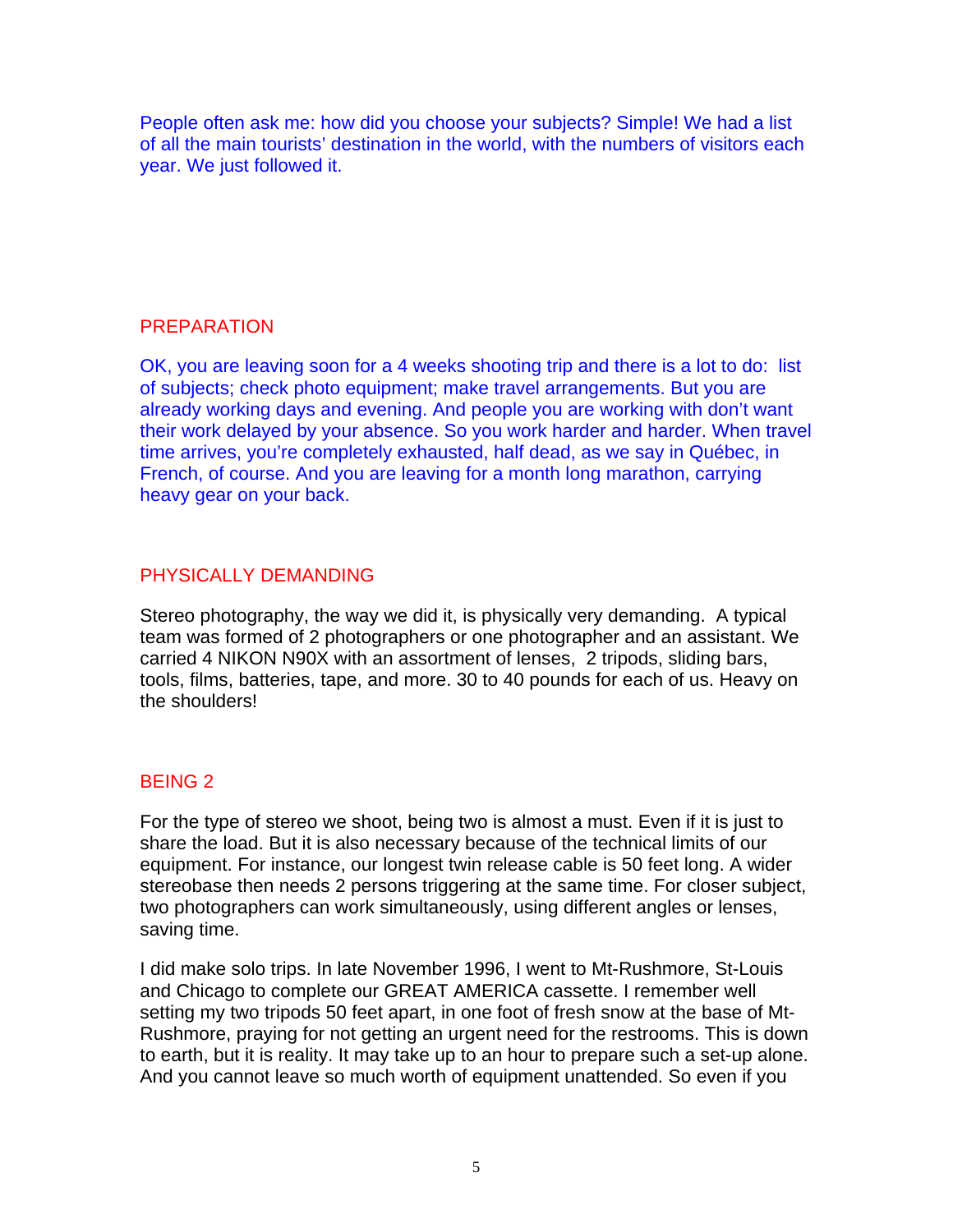People often ask me: how did you choose your subjects? Simple! We had a list of all the main tourists' destination in the world, with the numbers of visitors each year. We just followed it.

## PREPARATION

OK, you are leaving soon for a 4 weeks shooting trip and there is a lot to do: list of subjects; check photo equipment; make travel arrangements. But you are already working days and evening. And people you are working with don't want their work delayed by your absence. So you work harder and harder. When travel time arrives, you're completely exhausted, half dead, as we say in Québec, in French, of course. And you are leaving for a month long marathon, carrying heavy gear on your back.

## PHYSICALLY DEMANDING

Stereo photography, the way we did it, is physically very demanding. A typical team was formed of 2 photographers or one photographer and an assistant. We carried 4 NIKON N90X with an assortment of lenses, 2 tripods, sliding bars, tools, films, batteries, tape, and more. 30 to 40 pounds for each of us. Heavy on the shoulders!

## BEING 2

For the type of stereo we shoot, being two is almost a must. Even if it is just to share the load. But it is also necessary because of the technical limits of our equipment. For instance, our longest twin release cable is 50 feet long. A wider stereobase then needs 2 persons triggering at the same time. For closer subject, two photographers can work simultaneously, using different angles or lenses, saving time.

I did make solo trips. In late November 1996, I went to Mt-Rushmore, St-Louis and Chicago to complete our GREAT AMERICA cassette. I remember well setting my two tripods 50 feet apart, in one foot of fresh snow at the base of Mt-Rushmore, praying for not getting an urgent need for the restrooms. This is down to earth, but it is reality. It may take up to an hour to prepare such a set-up alone. And you cannot leave so much worth of equipment unattended. So even if you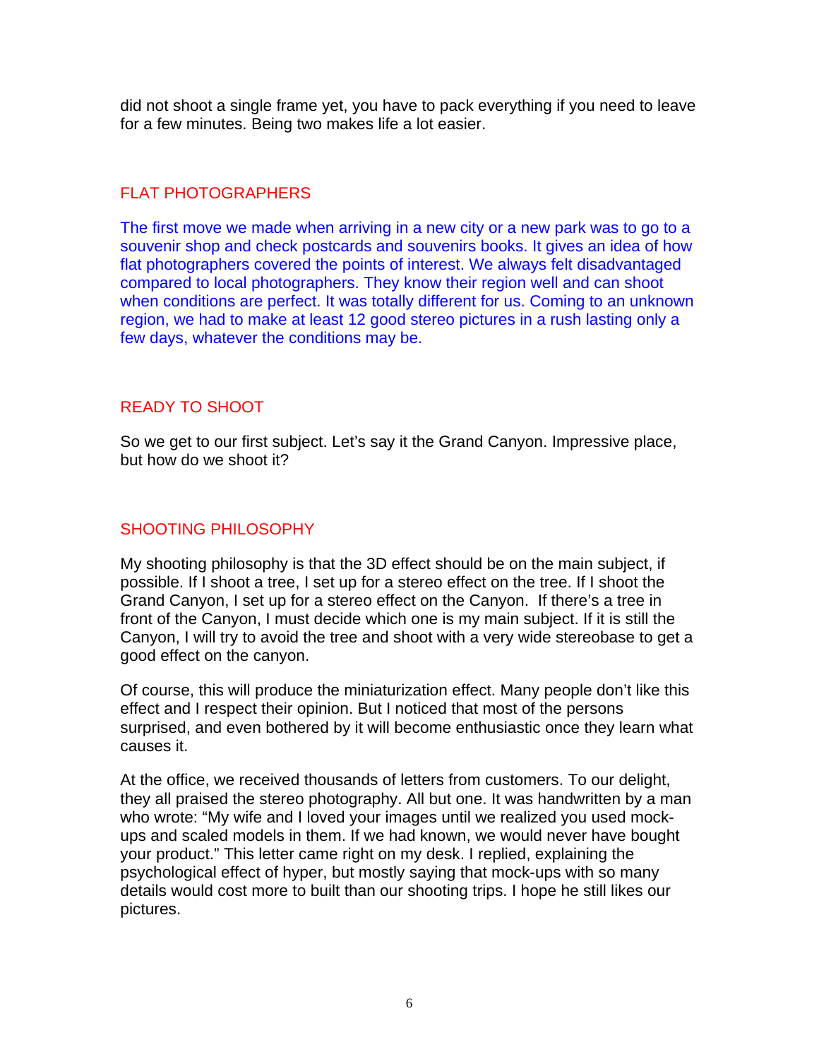did not shoot a single frame yet, you have to pack everything if you need to leave for a few minutes. Being two makes life a lot easier.

## FLAT PHOTOGRAPHERS

The first move we made when arriving in a new city or a new park was to go to a souvenir shop and check postcards and souvenirs books. It gives an idea of how flat photographers covered the points of interest. We always felt disadvantaged compared to local photographers. They know their region well and can shoot when conditions are perfect. It was totally different for us. Coming to an unknown region, we had to make at least 12 good stereo pictures in a rush lasting only a few days, whatever the conditions may be.

## READY TO SHOOT

So we get to our first subject. Let's say it the Grand Canyon. Impressive place, but how do we shoot it?

## SHOOTING PHILOSOPHY

My shooting philosophy is that the 3D effect should be on the main subject, if possible. If I shoot a tree, I set up for a stereo effect on the tree. If I shoot the Grand Canyon, I set up for a stereo effect on the Canyon. If there's a tree in front of the Canyon, I must decide which one is my main subject. If it is still the Canyon, I will try to avoid the tree and shoot with a very wide stereobase to get a good effect on the canyon.

Of course, this will produce the miniaturization effect. Many people don't like this effect and I respect their opinion. But I noticed that most of the persons surprised, and even bothered by it will become enthusiastic once they learn what causes it.

At the office, we received thousands of letters from customers. To our delight, they all praised the stereo photography. All but one. It was handwritten by a man who wrote: "My wife and I loved your images until we realized you used mock-ups and scaled models in them. If we had known, we would never have bought your product." This letter came right on my desk. I replied, explaining the psychological effect of hyper, but mostly saying that mock-ups with so many details would cost more to built than our shooting trips. I hope he still likes our pictures.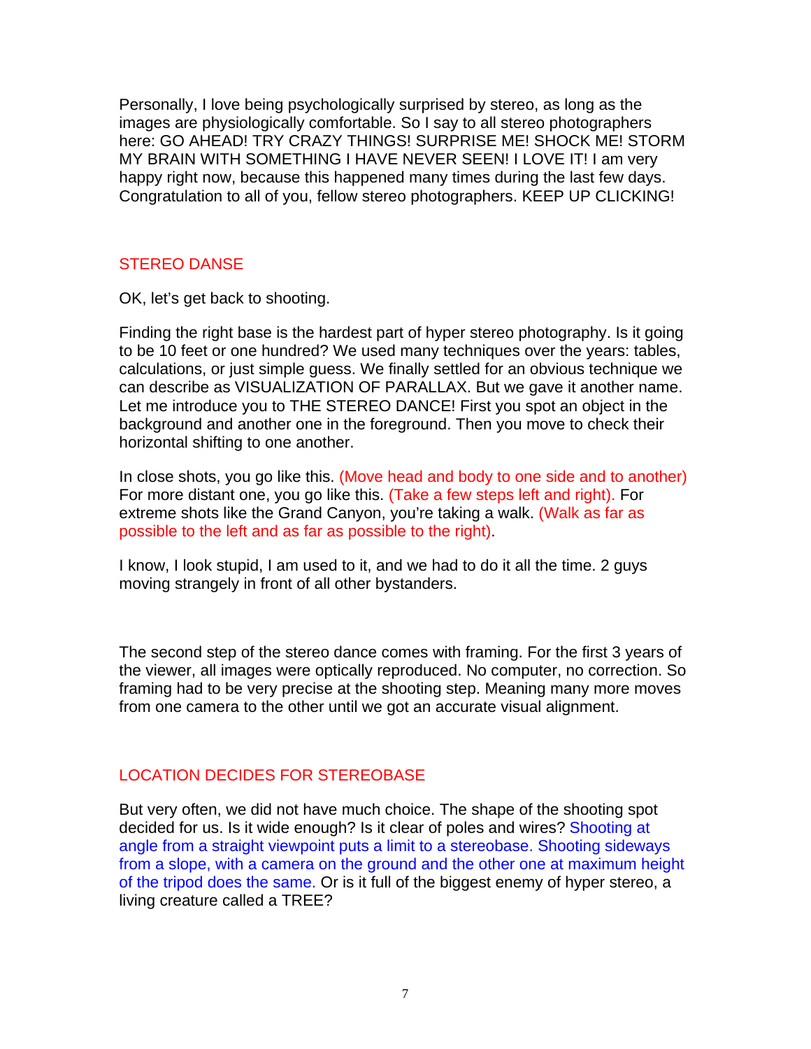Personally, I love being psychologically surprised by stereo, as long as the images are physiologically comfortable. So I say to all stereo photographers here: GO AHEAD! TRY CRAZY THINGS! SURPRISE ME! SHOCK ME! STORM MY BRAIN WITH SOMETHING I HAVE NEVER SEEN! I LOVE IT! I am very happy right now, because this happened many times during the last few days. Congratulation to all of you, fellow stereo photographers. KEEP UP CLICKING!

## STEREO DANSE

OK, let's get back to shooting.

Finding the right base is the hardest part of hyper stereo photography. Is it going to be 10 feet or one hundred? We used many techniques over the years: tables, calculations, or just simple guess. We finally settled for an obvious technique we can describe as VISUALIZATION OF PARALLAX. But we gave it another name. Let me introduce you to THE STEREO DANCE! First you spot an object in the background and another one in the foreground. Then you move to check their horizontal shifting to one another.

In close shots, you go like this. (Move head and body to one side and to another) For more distant one, you go like this. (Take a few steps left and right). For extreme shots like the Grand Canyon, you're taking a walk. (Walk as far as possible to the left and as far as possible to the right).

I know, I look stupid, I am used to it, and we had to do it all the time. 2 guys moving strangely in front of all other bystanders.

The second step of the stereo dance comes with framing. For the first 3 years of the viewer, all images were optically reproduced. No computer, no correction. So framing had to be very precise at the shooting step. Meaning many more moves from one camera to the other until we got an accurate visual alignment.

## LOCATION DECIDES FOR STEREOBASE

But very often, we did not have much choice. The shape of the shooting spot decided for us. Is it wide enough? Is it clear of poles and wires? Shooting at angle from a straight viewpoint puts a limit to a stereobase. Shooting sideways from a slope, with a camera on the ground and the other one at maximum height of the tripod does the same. Or is it full of the biggest enemy of hyper stereo, a living creature called a TREE?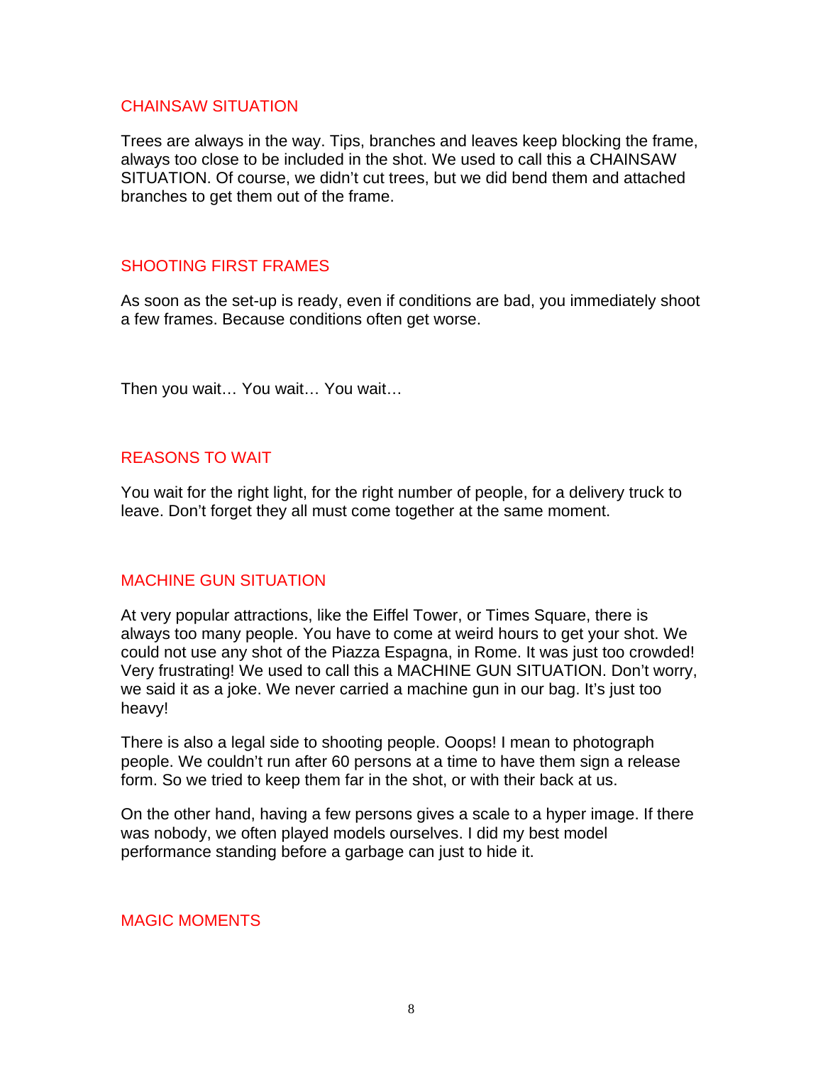## CHAINSAW SITUATION

Trees are always in the way. Tips, branches and leaves keep blocking the frame, always too close to be included in the shot. We used to call this a CHAINSAW SITUATION. Of course, we didn't cut trees, but we did bend them and attached branches to get them out of the frame.

## SHOOTING FIRST FRAMES

As soon as the set-up is ready, even if conditions are bad, you immediately shoot a few frames. Because conditions often get worse.

Then you wait… You wait… You wait…

## REASONS TO WAIT

You wait for the right light, for the right number of people, for a delivery truck to leave. Don't forget they all must come together at the same moment.

## MACHINE GUN SITUATION

At very popular attractions, like the Eiffel Tower, or Times Square, there is always too many people. You have to come at weird hours to get your shot. We could not use any shot of the Piazza Espagna, in Rome. It was just too crowded! Very frustrating! We used to call this a MACHINE GUN SITUATION. Don't worry, we said it as a joke. We never carried a machine gun in our bag. It's just too heavy!

There is also a legal side to shooting people. Ooops! I mean to photograph people. We couldn't run after 60 persons at a time to have them sign a release form. So we tried to keep them far in the shot, or with their back at us.

On the other hand, having a few persons gives a scale to a hyper image. If there was nobody, we often played models ourselves. I did my best model performance standing before a garbage can just to hide it.

## MAGIC MOMENTS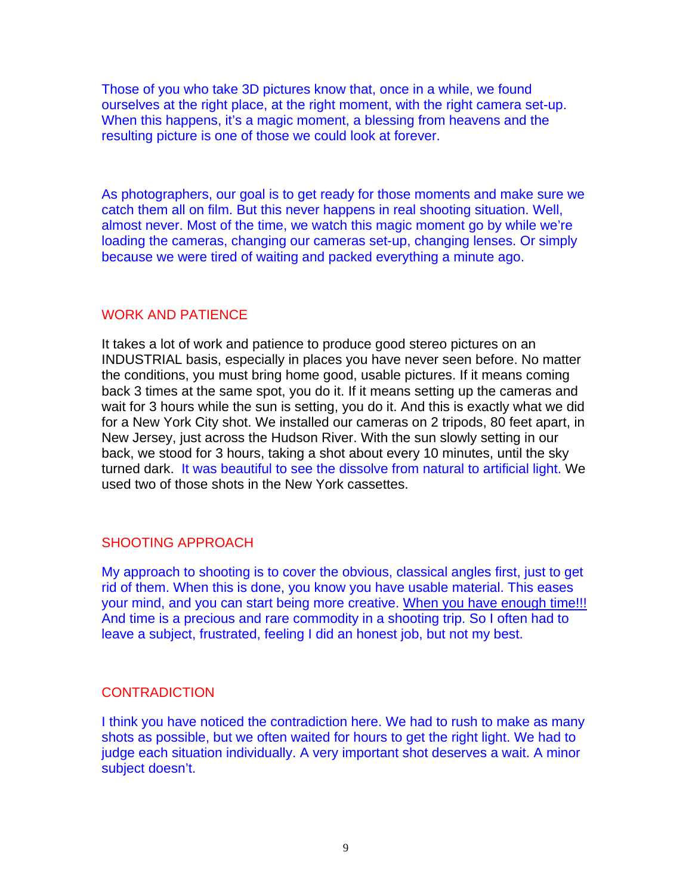Those of you who take 3D pictures know that, once in a while, we found ourselves at the right place, at the right moment, with the right camera set-up. When this happens, it's a magic moment, a blessing from heavens and the resulting picture is one of those we could look at forever.

As photographers, our goal is to get ready for those moments and make sure we catch them all on film. But this never happens in real shooting situation. Well, almost never. Most of the time, we watch this magic moment go by while we're loading the cameras, changing our cameras set-up, changing lenses. Or simply because we were tired of waiting and packed everything a minute ago.

## WORK AND PATIENCE

It takes a lot of work and patience to produce good stereo pictures on an INDUSTRIAL basis, especially in places you have never seen before. No matter the conditions, you must bring home good, usable pictures. If it means coming back 3 times at the same spot, you do it. If it means setting up the cameras and wait for 3 hours while the sun is setting, you do it. And this is exactly what we did for a New York City shot. We installed our cameras on 2 tripods, 80 feet apart, in New Jersey, just across the Hudson River. With the sun slowly setting in our back, we stood for 3 hours, taking a shot about every 10 minutes, until the sky turned dark. It was beautiful to see the dissolve from natural to artificial light. We used two of those shots in the New York cassettes.

## SHOOTING APPROACH

My approach to shooting is to cover the obvious, classical angles first, just to get rid of them. When this is done, you know you have usable material. This eases your mind, and you can start being more creative. <u>When you have enough time!!!</u> And time is a precious and rare commodity in a shooting trip. So I often had to leave a subject, frustrated, feeling I did an honest job, but not my best.

## CONTRADICTION

I think you have noticed the contradiction here. We had to rush to make as many shots as possible, but we often waited for hours to get the right light. We had to judge each situation individually. A very important shot deserves a wait. A minor subject doesn't.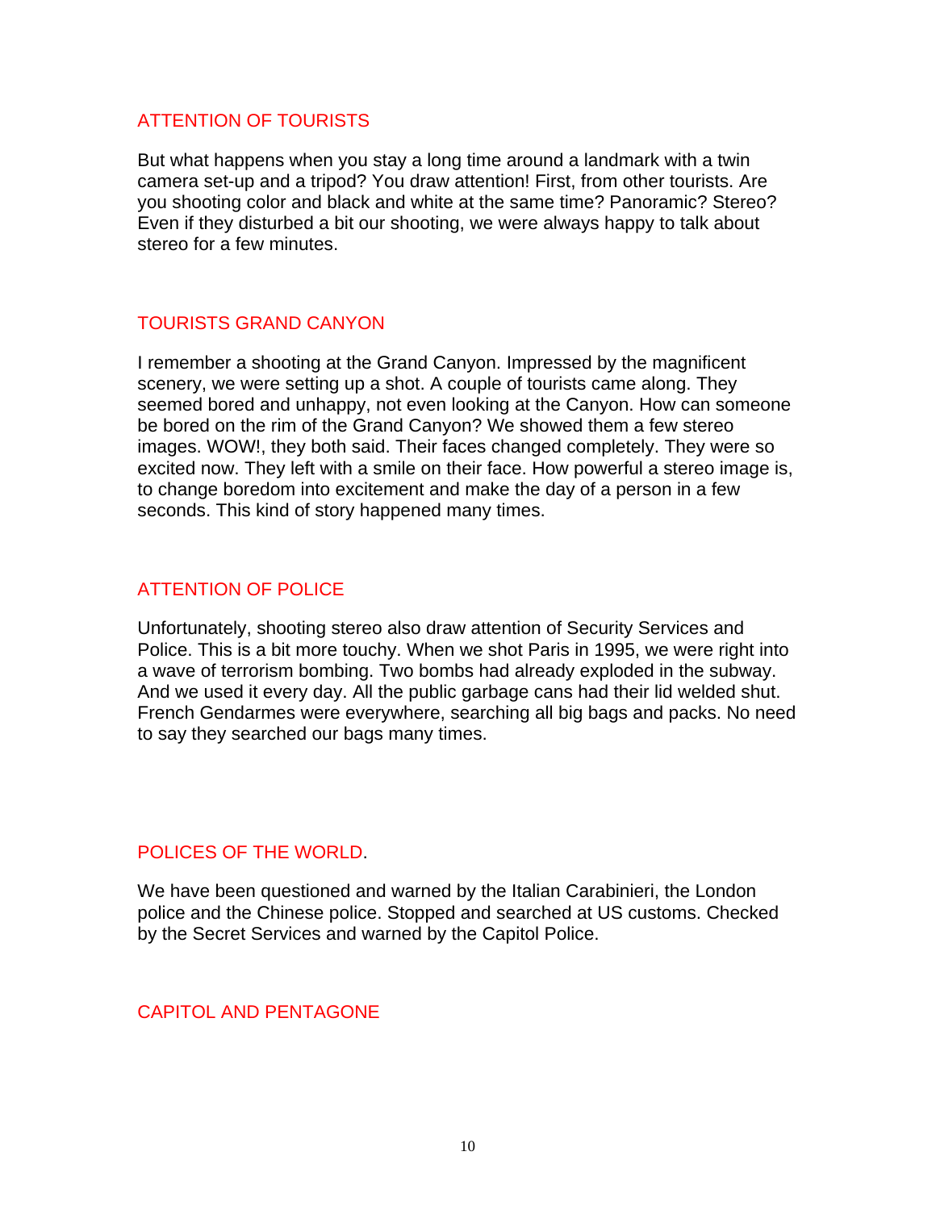## ATTENTION OF TOURISTS

But what happens when you stay a long time around a landmark with a twin camera set-up and a tripod? You draw attention! First, from other tourists. Are you shooting color and black and white at the same time? Panoramic? Stereo? Even if they disturbed a bit our shooting, we were always happy to talk about stereo for a few minutes.

## TOURISTS GRAND CANYON

I remember a shooting at the Grand Canyon. Impressed by the magnificent scenery, we were setting up a shot. A couple of tourists came along. They seemed bored and unhappy, not even looking at the Canyon. How can someone be bored on the rim of the Grand Canyon? We showed them a few stereo images. WOW!, they both said. Their faces changed completely. They were so excited now. They left with a smile on their face. How powerful a stereo image is, to change boredom into excitement and make the day of a person in a few seconds. This kind of story happened many times.

## ATTENTION OF POLICE

Unfortunately, shooting stereo also draw attention of Security Services and Police. This is a bit more touchy. When we shot Paris in 1995, we were right into a wave of terrorism bombing. Two bombs had already exploded in the subway. And we used it every day. All the public garbage cans had their lid welded shut. French Gendarmes were everywhere, searching all big bags and packs. No need to say they searched our bags many times.

## POLICES OF THE WORLD.

We have been questioned and warned by the Italian Carabinieri, the London police and the Chinese police. Stopped and searched at US customs. Checked by the Secret Services and warned by the Capitol Police.

## CAPITOL AND PENTAGONE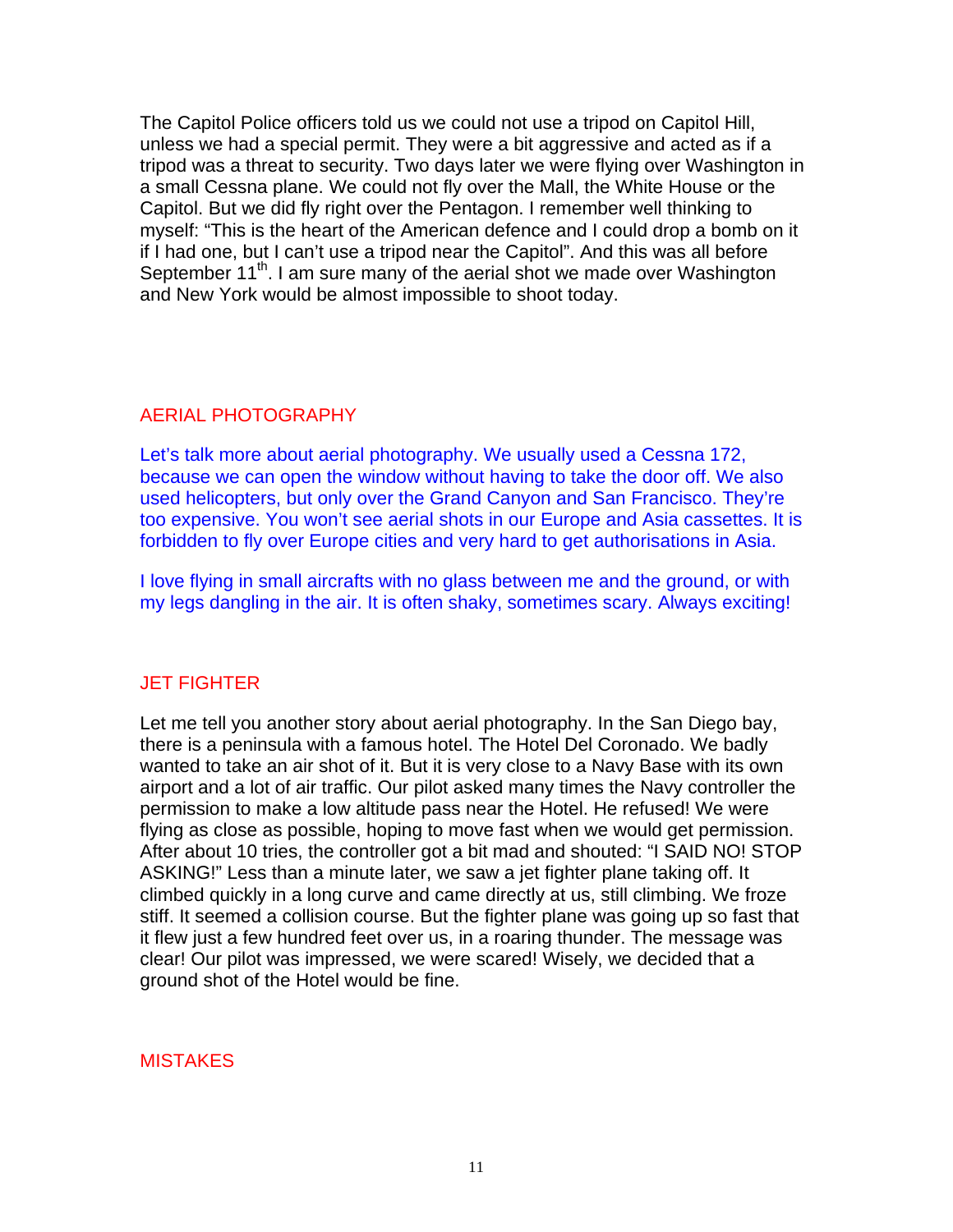The Capitol Police officers told us we could not use a tripod on Capitol Hill, unless we had a special permit. They were a bit aggressive and acted as if a tripod was a threat to security. Two days later we were flying over Washington in a small Cessna plane. We could not fly over the Mall, the White House or the Capitol. But we did fly right over the Pentagon. I remember well thinking to myself: “This is the heart of the American defence and I could drop a bomb on it if I had one, but I can’t use a tripod near the Capitol”. And this was all before September 11th. I am sure many of the aerial shot we made over Washington and New York would be almost impossible to shoot today.

## AERIAL PHOTOGRAPHY

Let’s talk more about aerial photography. We usually used a Cessna 172, because we can open the window without having to take the door off. We also used helicopters, but only over the Grand Canyon and San Francisco. They’re too expensive. You won’t see aerial shots in our Europe and Asia cassettes. It is forbidden to fly over Europe cities and very hard to get authorisations in Asia.

I love flying in small aircrafts with no glass between me and the ground, or with my legs dangling in the air. It is often shaky, sometimes scary. Always exciting!

## JET FIGHTER

Let me tell you another story about aerial photography. In the San Diego bay, there is a peninsula with a famous hotel. The Hotel Del Coronado. We badly wanted to take an air shot of it. But it is very close to a Navy Base with its own airport and a lot of air traffic. Our pilot asked many times the Navy controller the permission to make a low altitude pass near the Hotel. He refused! We were flying as close as possible, hoping to move fast when we would get permission. After about 10 tries, the controller got a bit mad and shouted: “I SAID NO! STOP ASKING!” Less than a minute later, we saw a jet fighter plane taking off. It climbed quickly in a long curve and came directly at us, still climbing. We froze stiff. It seemed a collision course. But the fighter plane was going up so fast that it flew just a few hundred feet over us, in a roaring thunder. The message was clear! Our pilot was impressed, we were scared! Wisely, we decided that a ground shot of the Hotel would be fine.

## MISTAKES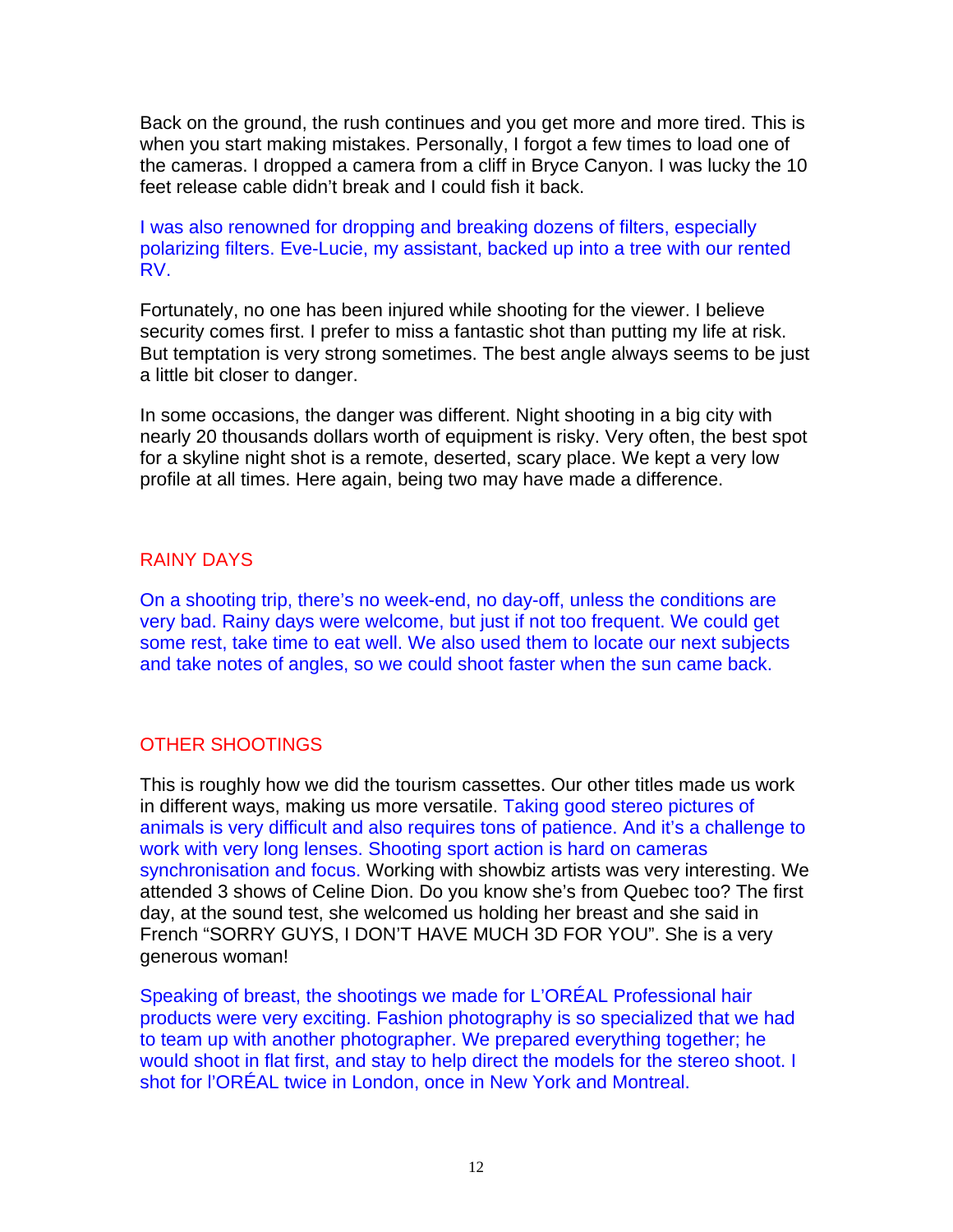Back on the ground, the rush continues and you get more and more tired. This is when you start making mistakes. Personally, I forgot a few times to load one of the cameras. I dropped a camera from a cliff in Bryce Canyon. I was lucky the 10 feet release cable didn't break and I could fish it back.

I was also renowned for dropping and breaking dozens of filters, especially polarizing filters. Eve-Lucie, my assistant, backed up into a tree with our rented RV.

Fortunately, no one has been injured while shooting for the viewer. I believe security comes first. I prefer to miss a fantastic shot than putting my life at risk. But temptation is very strong sometimes. The best angle always seems to be just a little bit closer to danger.

In some occasions, the danger was different. Night shooting in a big city with nearly 20 thousands dollars worth of equipment is risky. Very often, the best spot for a skyline night shot is a remote, deserted, scary place. We kept a very low profile at all times. Here again, being two may have made a difference.

## RAINY DAYS

On a shooting trip, there's no week-end, no day-off, unless the conditions are very bad. Rainy days were welcome, but just if not too frequent. We could get some rest, take time to eat well. We also used them to locate our next subjects and take notes of angles, so we could shoot faster when the sun came back.

## OTHER SHOOTINGS

This is roughly how we did the tourism cassettes. Our other titles made us work in different ways, making us more versatile. Taking good stereo pictures of animals is very difficult and also requires tons of patience. And it's a challenge to work with very long lenses. Shooting sport action is hard on cameras synchronisation and focus. Working with showbiz artists was very interesting. We attended 3 shows of Celine Dion. Do you know she's from Quebec too? The first day, at the sound test, she welcomed us holding her breast and she said in French "SORRY GUYS, I DON'T HAVE MUCH 3D FOR YOU". She is a very generous woman!

Speaking of breast, the shootings we made for L'ORÉAL Professional hair products were very exciting. Fashion photography is so specialized that we had to team up with another photographer. We prepared everything together; he would shoot in flat first, and stay to help direct the models for the stereo shoot. I shot for l'ORÉAL twice in London, once in New York and Montreal.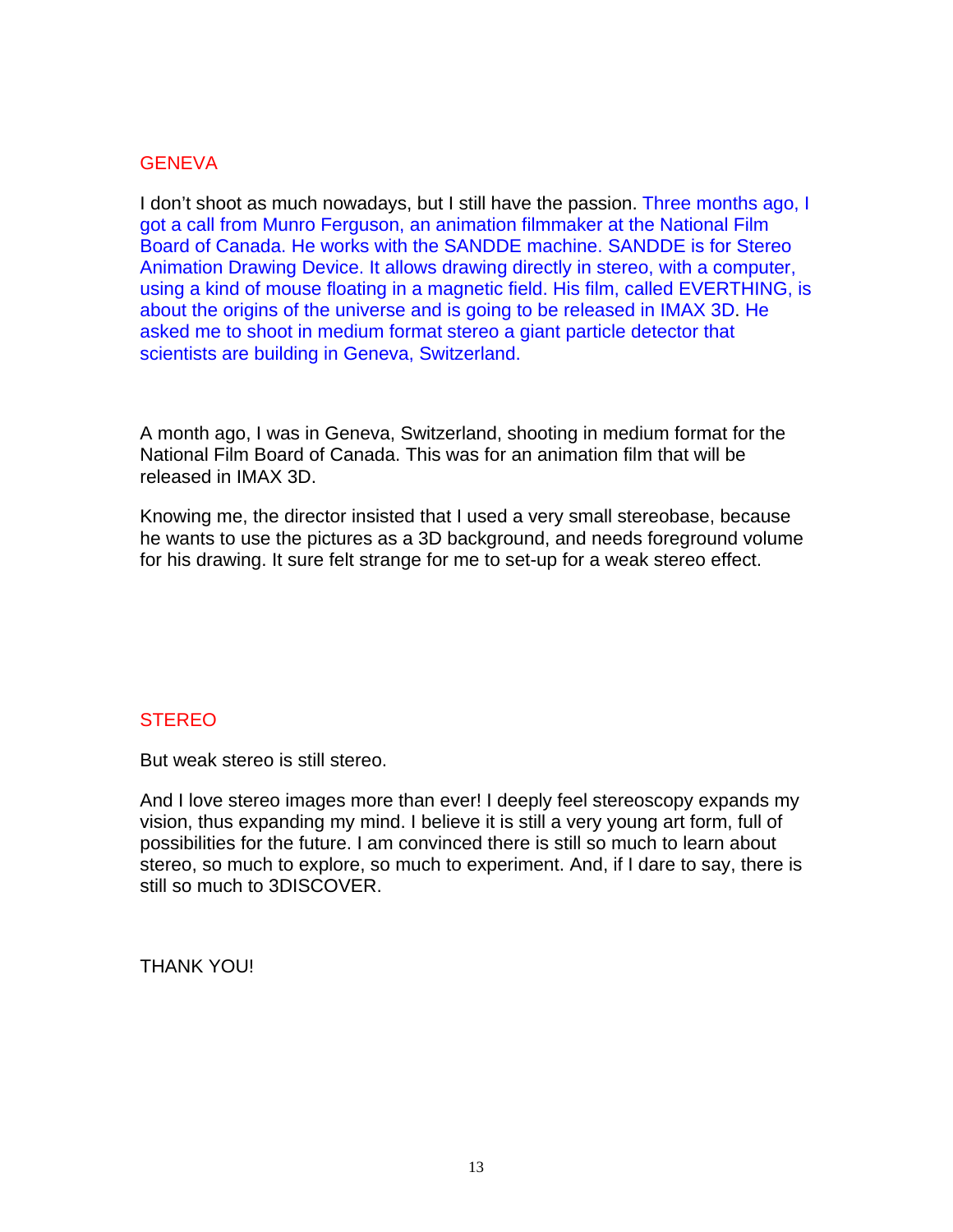## GENEVA

I don't shoot as much nowadays, but I still have the passion. Three months ago, I got a call from Munro Ferguson, an animation filmmaker at the National Film Board of Canada. He works with the SANDDE machine. SANDDE is for Stereo Animation Drawing Device. It allows drawing directly in stereo, with a computer, using a kind of mouse floating in a magnetic field. His film, called EVERTHING, is about the origins of the universe and is going to be released in IMAX 3D. He asked me to shoot in medium format stereo a giant particle detector that scientists are building in Geneva, Switzerland.

A month ago, I was in Geneva, Switzerland, shooting in medium format for the National Film Board of Canada. This was for an animation film that will be released in IMAX 3D.

Knowing me, the director insisted that I used a very small stereobase, because he wants to use the pictures as a 3D background, and needs foreground volume for his drawing. It sure felt strange for me to set-up for a weak stereo effect.

## STEREO

But weak stereo is still stereo.

And I love stereo images more than ever! I deeply feel stereoscopy expands my vision, thus expanding my mind. I believe it is still a very young art form, full of possibilities for the future. I am convinced there is still so much to learn about stereo, so much to explore, so much to experiment. And, if I dare to say, there is still so much to 3DISCOVER.

THANK YOU!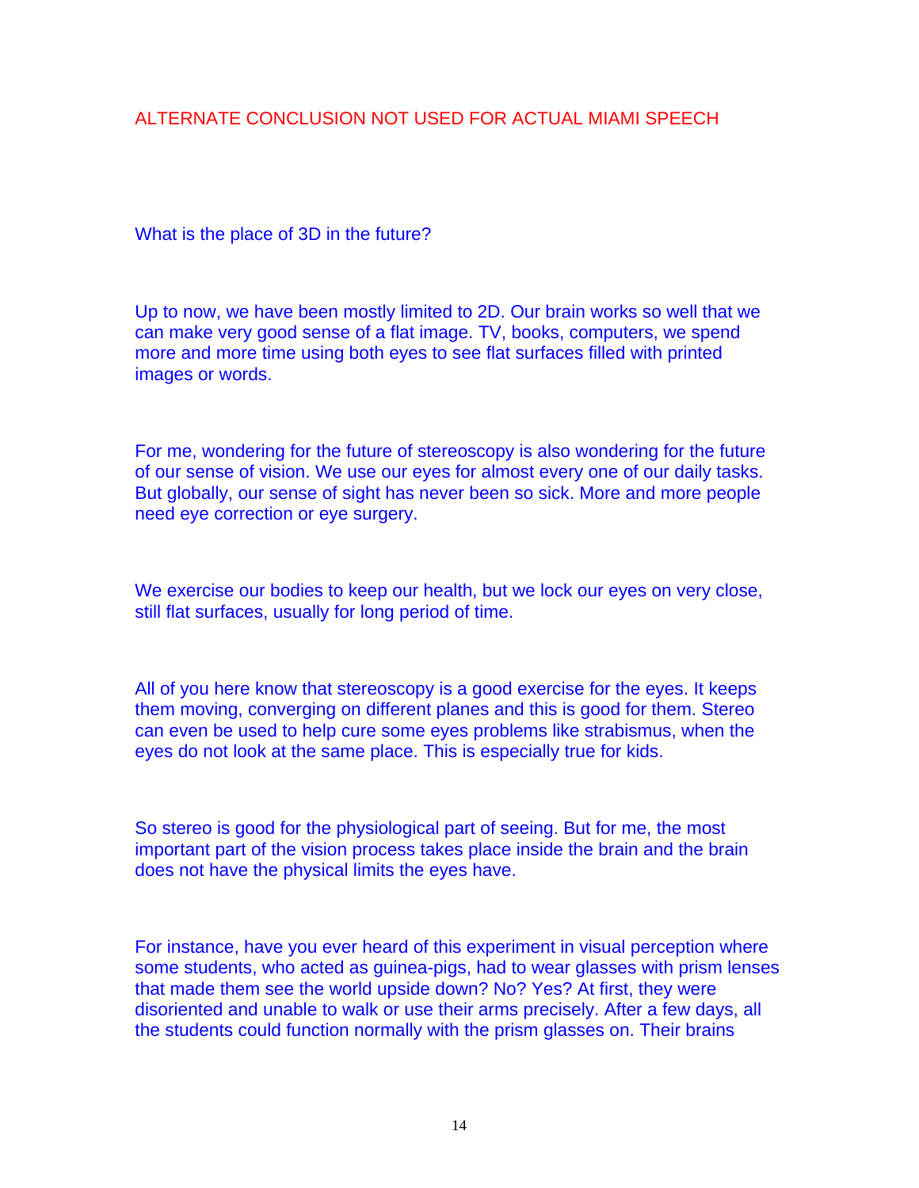ALTERNATE CONCLUSION NOT USED FOR ACTUAL MIAMI SPEECH

What is the place of 3D in the future?

Up to now, we have been mostly limited to 2D. Our brain works so well that we can make very good sense of a flat image. TV, books, computers, we spend more and more time using both eyes to see flat surfaces filled with printed images or words.

For me, wondering for the future of stereoscopy is also wondering for the future of our sense of vision. We use our eyes for almost every one of our daily tasks. But globally, our sense of sight has never been so sick. More and more people need eye correction or eye surgery.

We exercise our bodies to keep our health, but we lock our eyes on very close, still flat surfaces, usually for long period of time.

All of you here know that stereoscopy is a good exercise for the eyes. It keeps them moving, converging on different planes and this is good for them. Stereo can even be used to help cure some eyes problems like strabismus, when the eyes do not look at the same place. This is especially true for kids.

So stereo is good for the physiological part of seeing. But for me, the most important part of the vision process takes place inside the brain and the brain does not have the physical limits the eyes have.

For instance, have you ever heard of this experiment in visual perception where some students, who acted as guinea-pigs, had to wear glasses with prism lenses that made them see the world upside down? No? Yes? At first, they were disoriented and unable to walk or use their arms precisely. After a few days, all the students could function normally with the prism glasses on. Their brains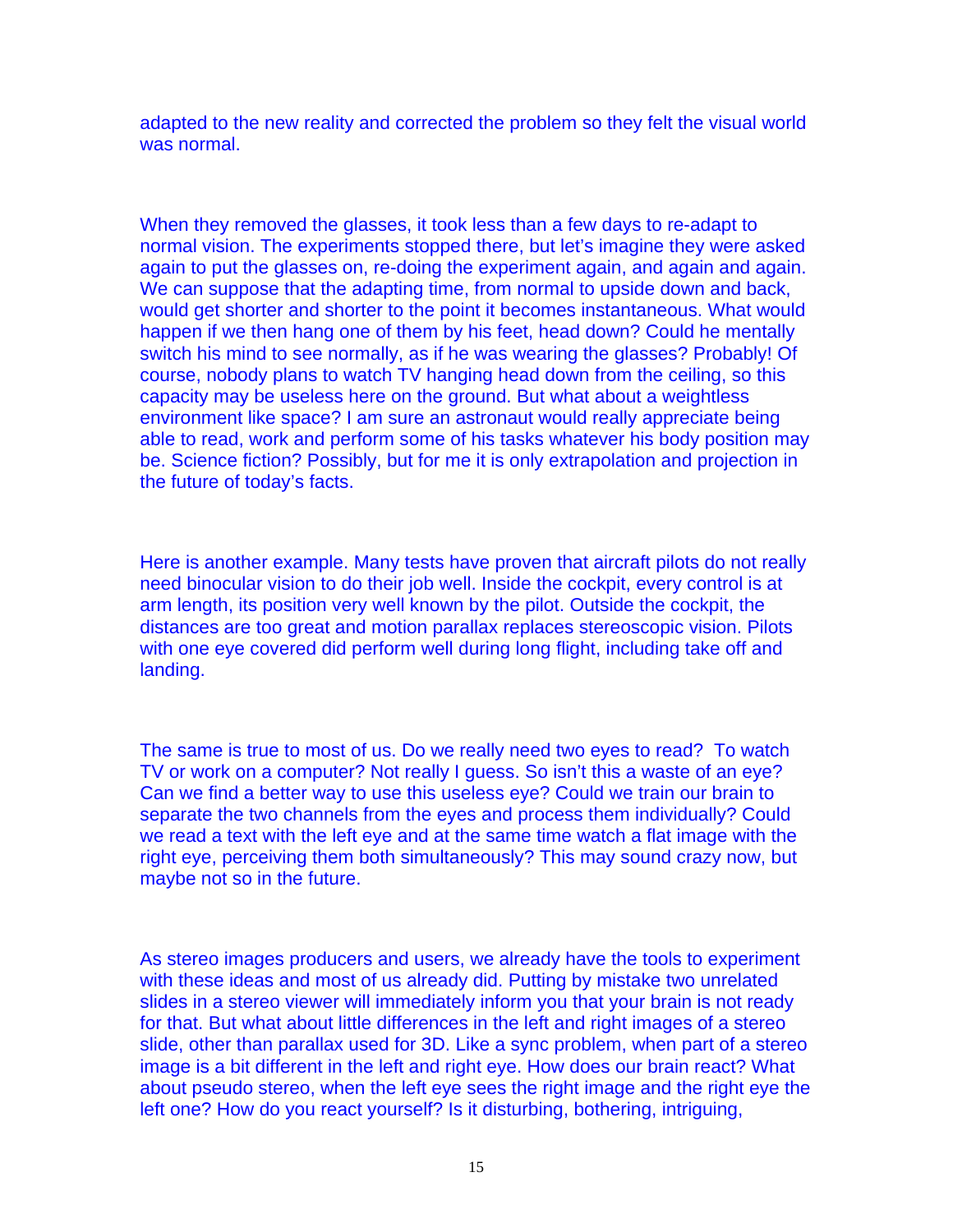adapted to the new reality and corrected the problem so they felt the visual world was normal.

When they removed the glasses, it took less than a few days to re-adapt to normal vision. The experiments stopped there, but let's imagine they were asked again to put the glasses on, re-doing the experiment again, and again and again. We can suppose that the adapting time, from normal to upside down and back, would get shorter and shorter to the point it becomes instantaneous. What would happen if we then hang one of them by his feet, head down? Could he mentally switch his mind to see normally, as if he was wearing the glasses? Probably! Of course, nobody plans to watch TV hanging head down from the ceiling, so this capacity may be useless here on the ground. But what about a weightless environment like space? I am sure an astronaut would really appreciate being able to read, work and perform some of his tasks whatever his body position may be. Science fiction? Possibly, but for me it is only extrapolation and projection in the future of today's facts.

Here is another example. Many tests have proven that aircraft pilots do not really need binocular vision to do their job well. Inside the cockpit, every control is at arm length, its position very well known by the pilot. Outside the cockpit, the distances are too great and motion parallax replaces stereoscopic vision. Pilots with one eye covered did perform well during long flight, including take off and landing.

The same is true to most of us. Do we really need two eyes to read? To watch TV or work on a computer? Not really I guess. So isn't this a waste of an eye? Can we find a better way to use this useless eye? Could we train our brain to separate the two channels from the eyes and process them individually? Could we read a text with the left eye and at the same time watch a flat image with the right eye, perceiving them both simultaneously? This may sound crazy now, but maybe not so in the future.

As stereo images producers and users, we already have the tools to experiment with these ideas and most of us already did. Putting by mistake two unrelated slides in a stereo viewer will immediately inform you that your brain is not ready for that. But what about little differences in the left and right images of a stereo slide, other than parallax used for 3D. Like a sync problem, when part of a stereo image is a bit different in the left and right eye. How does our brain react? What about pseudo stereo, when the left eye sees the right image and the right eye the left one? How do you react yourself? Is it disturbing, bothering, intriguing,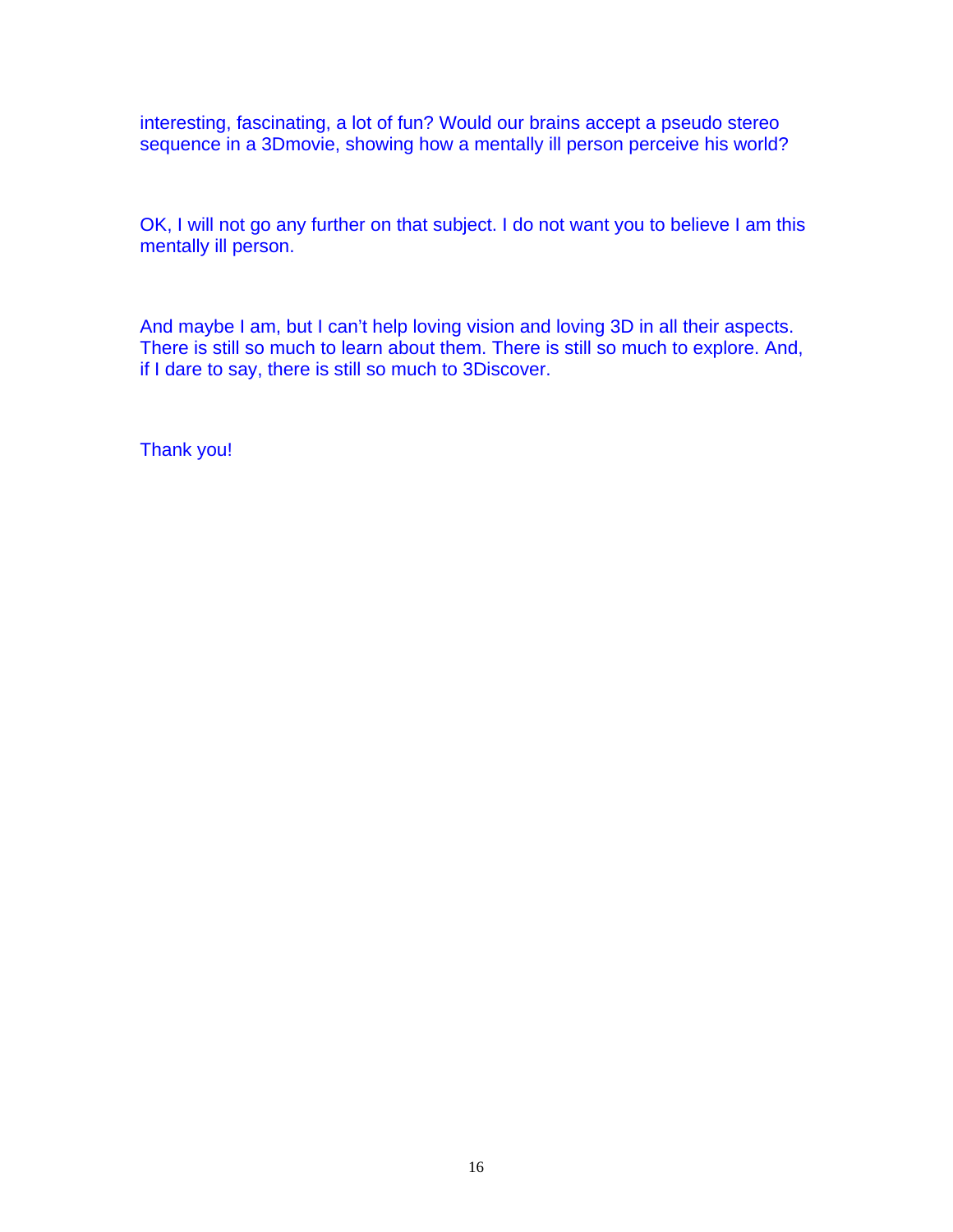interesting, fascinating, a lot of fun? Would our brains accept a pseudo stereo sequence in a 3Dmovie, showing how a mentally ill person perceive his world?

OK, I will not go any further on that subject. I do not want you to believe I am this mentally ill person.

And maybe I am, but I can't help loving vision and loving 3D in all their aspects. There is still so much to learn about them. There is still so much to explore. And, if I dare to say, there is still so much to 3Discover.

Thank you!